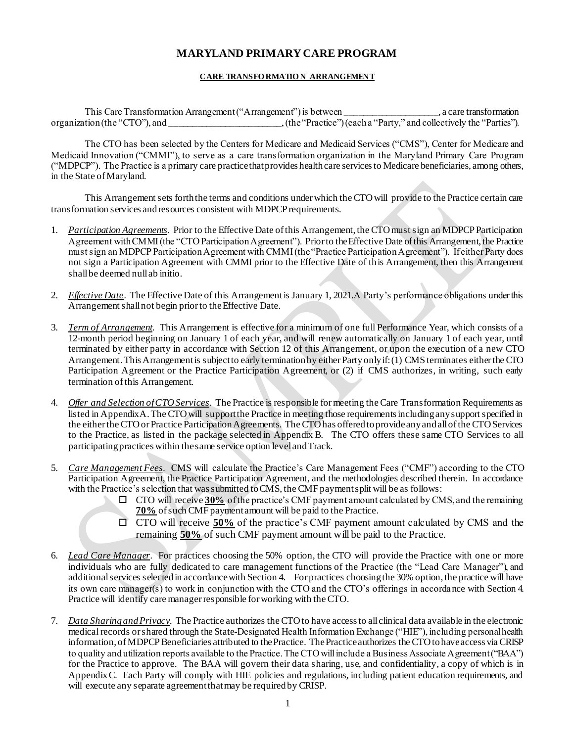# MARYLAND PRIMARY CARE PROGRAM

## CARE TRANSFORMATION ARRANGEMENT

This Care Transformation Arrangement ("Arrangement") is between ____________________, a care transformation organization (the "CTO"), and ________________________, (the "Practice") (each a "Party," and collectively the "Parties").

The CTO has been selected by the Centers for Medicare and Medicaid Services ("CMS"), Center for Medicare and Medicaid Innovation ("CMMI"), to serve as a care transformation organization in the Maryland Primary Care Program ("MDPCP"). The Practice is a primary care practice that provides health care services to Medicare beneficiaries, among others, in the State of Maryland.

This Arrangement sets forth the terms and conditions under which the CTO will provide to the Practice certain care transformation services and resources consistent with MDPCP requirements.

1. *Participation Agreements*. Prior to the Effective Date of this Arrangement, the CTO must sign an MDPCP Participation Agreement with CMMI (the "CTO Participation Agreement"). Prior to the Effective Date of this Arrangement, the Practice must sign an MDPCP Participation Agreement with CMMI (the "Practice Participation Agreement"). If either Party does not sign a Participation Agreement with CMMI prior to the Effective Date of this Arrangement, then this Arrangement shall be deemed null ab initio.

2. *Effective Date*. The Effective Date of this Arrangement is January 1, 2021.A Party's performance obligations under this Arrangement shall not begin prior to the Effective Date.

3. *Term of Arrangement.* This Arrangement is effective for a minimum of one full Performance Year, which consists of a 12-month period beginning on January 1 of each year, and will renew automatically on January 1 of each year, until terminated by either party in accordance with Section 12 of this Arrangement, or upon the execution of a new CTO Arrangement. This Arrangement is subject to early termination by either Party only if: (1) CMS terminates either the CTO Participation Agreement or the Practice Participation Agreement, or (2) if CMS authorizes, in writing, such early termination of this Arrangement.

4. *Offer and Selection of CTO Services*. The Practice is responsible for meeting the Care Transformation Requirements as listed in Appendix A. The CTO will support the Practice in meeting those requirements including any support specified in the either the CTO or Practice Participation Agreements. The CTO has offered to provide any and all of the CTO Services to the Practice, as listed in the package selected in Appendix B. The CTO offers these same CTO Services to all participating practices within the same service option level and Track.

5. *Care Management Fees*. CMS will calculate the Practice's Care Management Fees ("CMF") according to the CTO Participation Agreement, the Practice Participation Agreement, and the methodologies described therein. In accordance with the Practice's selection that was submitted to CMS, the CMF payment split will be as follows:
   - ☐ CTO will receive **30%** of the practice's CMF payment amount calculated by CMS, and the remaining **70%** of such CMF payment amount will be paid to the Practice.
   - ☐ CTO will receive **50%** of the practice's CMF payment amount calculated by CMS and the remaining **50%** of such CMF payment amount will be paid to the Practice.

6. *Lead Care Manager*. For practices choosing the 50% option, the CTO will provide the Practice with one or more individuals who are fully dedicated to care management functions of the Practice (the "Lead Care Manager"), and additional services selected in accordance with Section 4. For practices choosing the 30% option, the practice will have its own care manager(s) to work in conjunction with the CTO and the CTO's offerings in accordance with Section 4. Practice will identify care manager responsible for working with the CTO.

7. *Data Sharing and Privacy*. The Practice authorizes the CTO to have access to all clinical data available in the electronic medical records or shared through the State-Designated Health Information Exchange ("HIE"), including personal health information, of MDPCP Beneficiaries attributed to the Practice. The Practice authorizes the CTO to have access via CRISP to quality and utilization reports available to the Practice. The CTO will include a Business Associate Agreement ("BAA") for the Practice to approve. The BAA will govern their data sharing, use, and confidentiality, a copy of which is in Appendix C. Each Party will comply with HIE policies and regulations, including patient education requirements, and will execute any separate agreement that may be required by CRISP.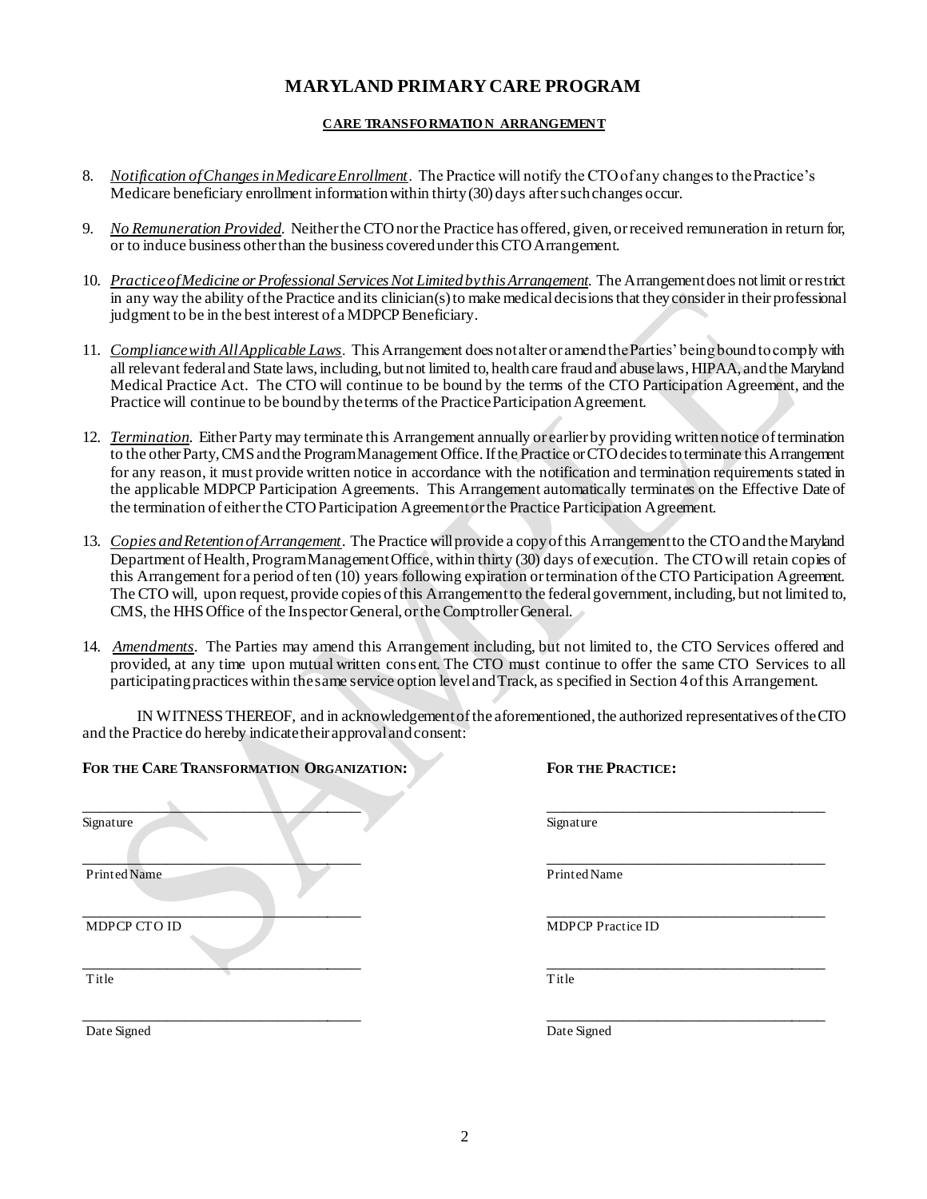# MARYLAND PRIMARY CARE PROGRAM

## CARE TRANSFORMATION ARRANGEMENT

8. *Notification of Changes in Medicare Enrollment*. The Practice will notify the CTO of any changes to the Practice's Medicare beneficiary enrollment information within thirty (30) days after such changes occur.

9. *No Remuneration Provided*. Neither the CTO nor the Practice has offered, given, or received remuneration in return for, or to induce business other than the business covered under this CTO Arrangement.

10. *Practice of Medicine or Professional Services Not Limited by this Arrangement*. The Arrangement does not limit or restrict in any way the ability of the Practice and its clinician(s) to make medical decisions that they consider in their professional judgment to be in the best interest of a MDPCP Beneficiary.

11. *Compliance with All Applicable Laws*. This Arrangement does not alter or amend the Parties' being bound to comply with all relevant federal and State laws, including, but not limited to, health care fraud and abuse laws, HIPAA, and the Maryland Medical Practice Act. The CTO will continue to be bound by the terms of the CTO Participation Agreement, and the Practice will continue to be bound by the terms of the Practice Participation Agreement.

12. *Termination*. Either Party may terminate this Arrangement annually or earlier by providing written notice of termination to the other Party, CMS and the Program Management Office. If the Practice or CTO decides to terminate this Arrangement for any reason, it must provide written notice in accordance with the notification and termination requirements stated in the applicable MDPCP Participation Agreements. This Arrangement automatically terminates on the Effective Date of the termination of either the CTO Participation Agreement or the Practice Participation Agreement.

13. *Copies and Retention of Arrangement*. The Practice will provide a copy of this Arrangement to the CTO and the Maryland Department of Health, Program Management Office, within thirty (30) days of execution. The CTO will retain copies of this Arrangement for a period of ten (10) years following expiration or termination of the CTO Participation Agreement. The CTO will, upon request, provide copies of this Arrangement to the federal government, including, but not limited to, CMS, the HHS Office of the Inspector General, or the Comptroller General.

14. *Amendments*. The Parties may amend this Arrangement including, but not limited to, the CTO Services offered and provided, at any time upon mutual written consent. The CTO must continue to offer the same CTO Services to all participating practices within the same service option level and Track, as specified in Section 4 of this Arrangement.

IN WITNESS THEREOF, and in acknowledgement of the aforementioned, the authorized representatives of the CTO and the Practice do hereby indicate their approval and consent:

**FOR THE CARE TRANSFORMATION ORGANIZATION:**

______________________________________
Signature

______________________________________
Printed Name

______________________________________
MDPCP CTO ID

______________________________________
Title

______________________________________
Date Signed

**FOR THE PRACTICE:**

______________________________________
Signature

______________________________________
Printed Name

______________________________________
MDPCP Practice ID

______________________________________
Title

______________________________________
Date Signed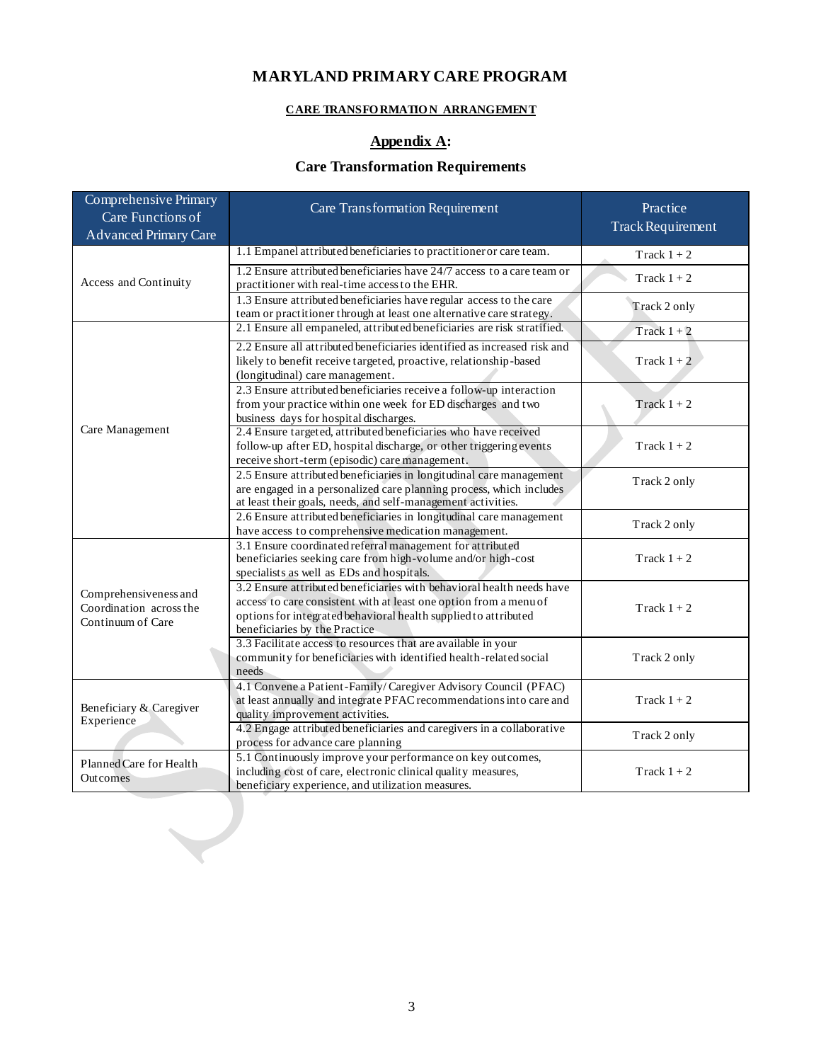# MARYLAND PRIMARY CARE PROGRAM

**CARE TRANSFORMATION ARRANGEMENT**

## Appendix A:

## Care Transformation Requirements

| Comprehensive Primary Care Functions of Advanced Primary Care | Care Transformation Requirement | Practice Track Requirement |
|---|---|---|
| Access and Continuity | 1.1 Empanel attributed beneficiaries to practitioner or care team. | Track 1 + 2 |
| | 1.2 Ensure attributed beneficiaries have 24/7 access to a care team or practitioner with real-time access to the EHR. | Track 1 + 2 |
| | 1.3 Ensure attributed beneficiaries have regular access to the care team or practitioner through at least one alternative care strategy. | Track 2 only |
| Care Management | 2.1 Ensure all empaneled, attributed beneficiaries are risk stratified. | Track 1 + 2 |
| | 2.2 Ensure all attributed beneficiaries identified as increased risk and likely to benefit receive targeted, proactive, relationship-based (longitudinal) care management. | Track 1 + 2 |
| | 2.3 Ensure attributed beneficiaries receive a follow-up interaction from your practice within one week for ED discharges and two business days for hospital discharges. | Track 1 + 2 |
| | 2.4 Ensure targeted, attributed beneficiaries who have received follow-up after ED, hospital discharge, or other triggering events receive short-term (episodic) care management. | Track 1 + 2 |
| | 2.5 Ensure attributed beneficiaries in longitudinal care management are engaged in a personalized care planning process, which includes at least their goals, needs, and self-management activities. | Track 2 only |
| | 2.6 Ensure attributed beneficiaries in longitudinal care management have access to comprehensive medication management. | Track 2 only |
| Comprehensiveness and Coordination across the Continuum of Care | 3.1 Ensure coordinated referral management for attributed beneficiaries seeking care from high-volume and/or high-cost specialists as well as EDs and hospitals. | Track 1 + 2 |
| | 3.2 Ensure attributed beneficiaries with behavioral health needs have access to care consistent with at least one option from a menu of options for integrated behavioral health supplied to attributed beneficiaries by the Practice | Track 1 + 2 |
| | 3.3 Facilitate access to resources that are available in your community for beneficiaries with identified health-related social needs | Track 2 only |
| Beneficiary & Caregiver Experience | 4.1 Convene a Patient-Family/Caregiver Advisory Council (PFAC) at least annually and integrate PFAC recommendations into care and quality improvement activities. | Track 1 + 2 |
| | 4.2 Engage attributed beneficiaries and caregivers in a collaborative process for advance care planning | Track 2 only |
| Planned Care for Health Outcomes | 5.1 Continuously improve your performance on key outcomes, including cost of care, electronic clinical quality measures, beneficiary experience, and utilization measures. | Track 1 + 2 |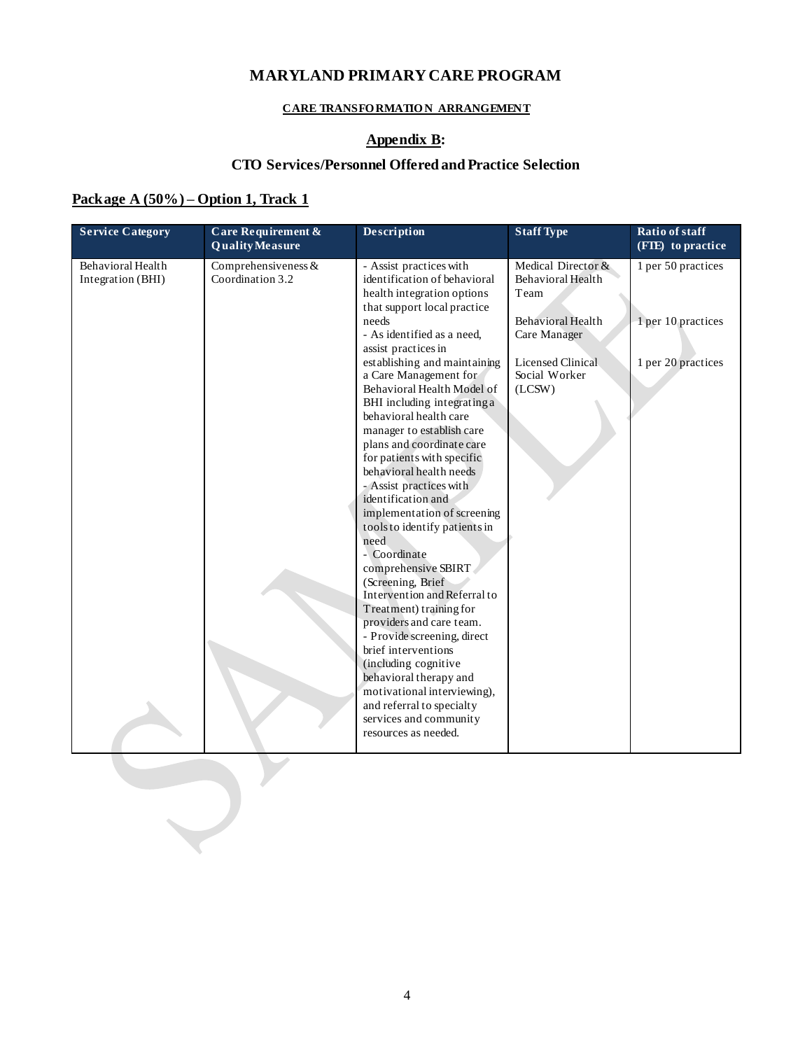# MARYLAND PRIMARY CARE PROGRAM

**CARE TRANSFORMATION ARRANGEMENT**

## Appendix B:

## CTO Services/Personnel Offered and Practice Selection

### Package A (50%) – Option 1, Track 1

| Service Category | Care Requirement & Quality Measure | Description | Staff Type | Ratio of staff (FTE) to practice |
|---|---|---|---|---|
| Behavioral Health Integration (BHI) | Comprehensiveness & Coordination 3.2 | - Assist practices with identification of behavioral health integration options that support local practice needs<br>- As identified as a need, assist practices in establishing and maintaining a Care Management for Behavioral Health Model of BHI including integrating a behavioral health care manager to establish care plans and coordinate care for patients with specific behavioral health needs<br>- Assist practices with identification and implementation of screening tools to identify patients in need<br>- Coordinate comprehensive SBIRT (Screening, Brief Intervention and Referral to Treatment) training for providers and care team.<br>- Provide screening, direct brief interventions (including cognitive behavioral therapy and motivational interviewing), and referral to specialty services and community resources as needed. | Medical Director & Behavioral Health Team<br><br>Behavioral Health Care Manager<br><br>Licensed Clinical Social Worker (LCSW) | 1 per 50 practices<br><br>1 per 10 practices<br><br>1 per 20 practices |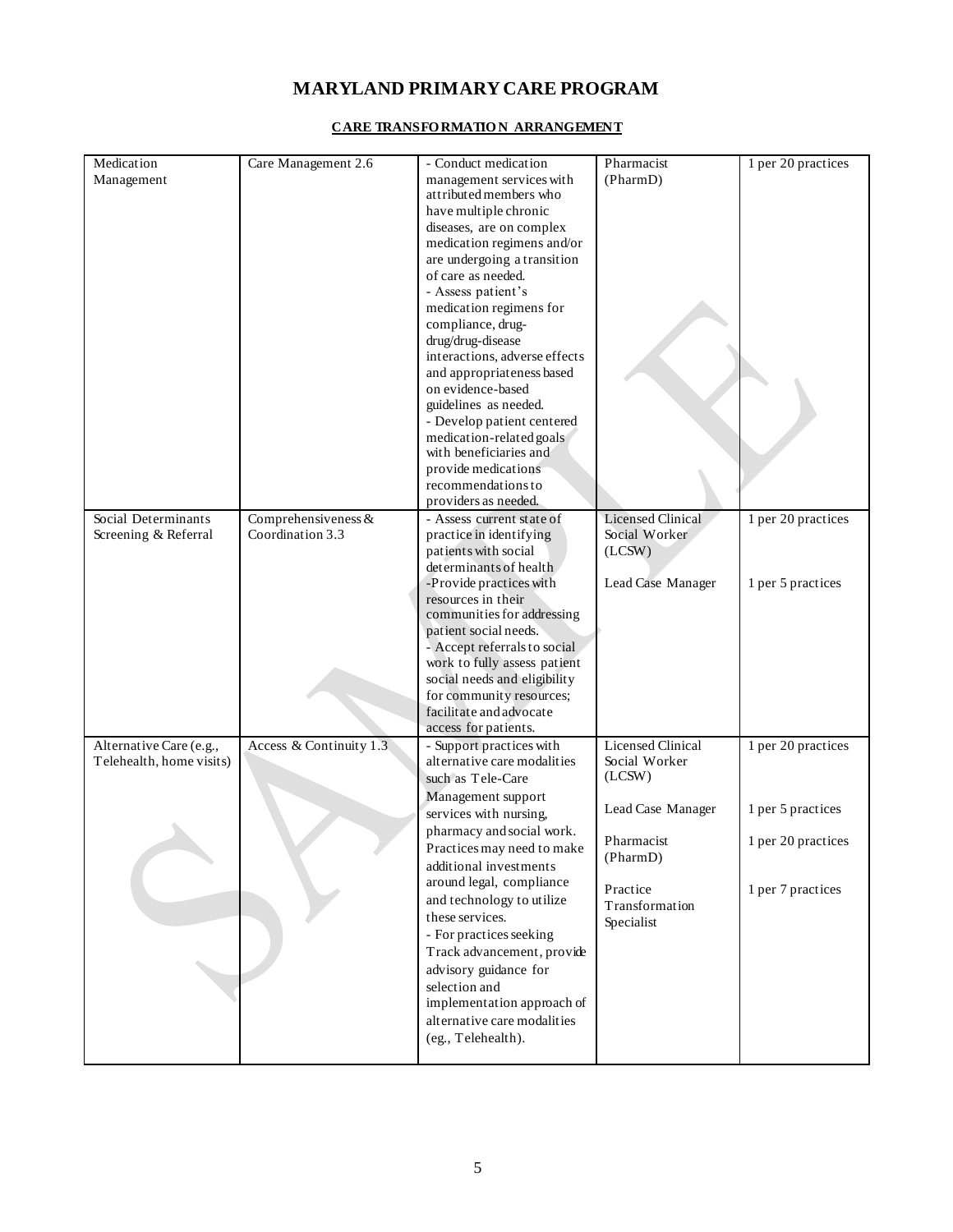# MARYLAND PRIMARY CARE PROGRAM

## CARE TRANSFORMATION ARRANGEMENT

| | | | | |
|---|---|---|---|---|
| Medication Management | Care Management 2.6 | - Conduct medication management services with attributed members who have multiple chronic diseases, are on complex medication regimens and/or are undergoing a transition of care as needed.<br>- Assess patient's medication regimens for compliance, drug-drug/drug-disease interactions, adverse effects and appropriateness based on evidence-based guidelines as needed.<br>- Develop patient centered medication-related goals with beneficiaries and provide medications recommendations to providers as needed. | Pharmacist (PharmD) | 1 per 20 practices |
| Social Determinants Screening & Referral | Comprehensiveness & Coordination 3.3 | - Assess current state of practice in identifying patients with social determinants of health<br>-Provide practices with resources in their communities for addressing patient social needs.<br>- Accept referrals to social work to fully assess patient social needs and eligibility for community resources; facilitate and advocate access for patients. | Licensed Clinical Social Worker (LCSW)<br><br>Lead Case Manager | 1 per 20 practices<br><br>1 per 5 practices |
| Alternative Care (e.g., Telehealth, home visits) | Access & Continuity 1.3 | - Support practices with alternative care modalities such as Tele-Care Management support services with nursing, pharmacy and social work. Practices may need to make additional investments around legal, compliance and technology to utilize these services.<br>- For practices seeking Track advancement, provide advisory guidance for selection and implementation approach of alternative care modalities (eg., Telehealth). | Licensed Clinical Social Worker (LCSW)<br><br>Lead Case Manager<br><br>Pharmacist (PharmD)<br><br>Practice Transformation Specialist | 1 per 20 practices<br><br>1 per 5 practices<br><br>1 per 20 practices<br><br>1 per 7 practices |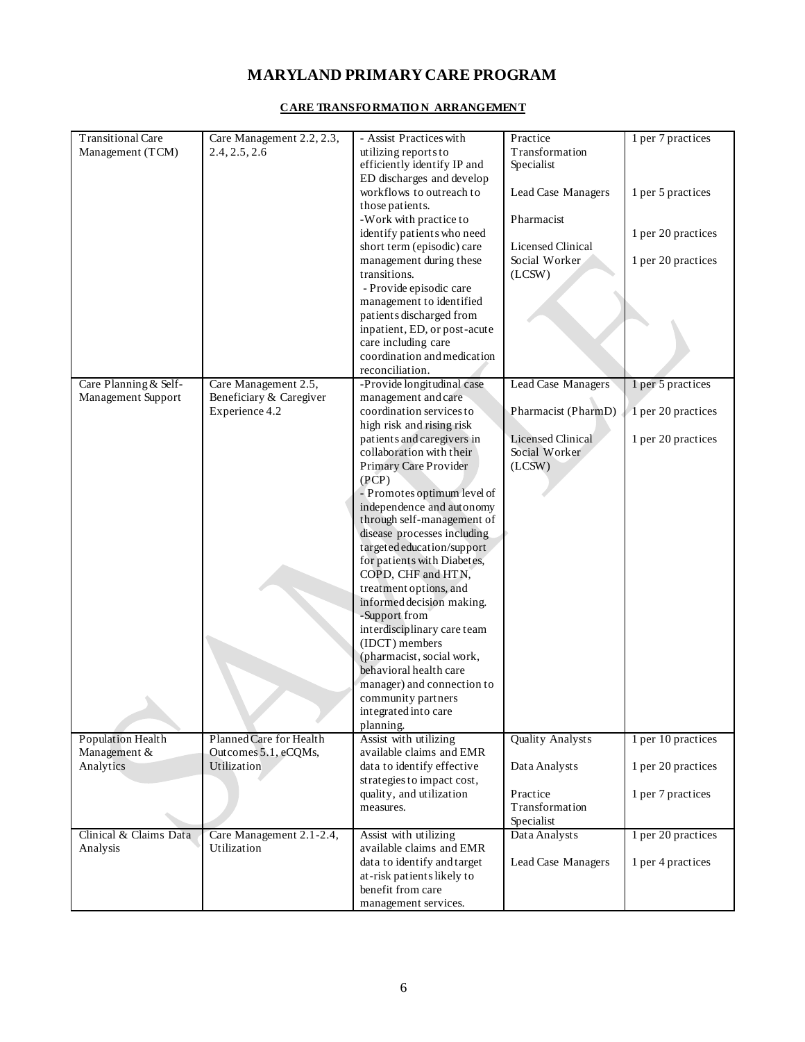# MARYLAND PRIMARY CARE PROGRAM

## CARE TRANSFORMATION ARRANGEMENT

| | | | | |
|---|---|---|---|---|
| Transitional Care Management (TCM) | Care Management 2.2, 2.3, 2.4, 2.5, 2.6 | - Assist Practices with utilizing reports to efficiently identify IP and ED discharges and develop workflows to outreach to those patients.<br>-Work with practice to identify patients who need short term (episodic) care management during these transitions.<br>- Provide episodic care management to identified patients discharged from inpatient, ED, or post-acute care including care coordination and medication reconciliation. | Practice Transformation Specialist<br><br>Lead Case Managers<br><br>Pharmacist<br><br>Licensed Clinical Social Worker (LCSW) | 1 per 7 practices<br><br>1 per 5 practices<br><br>1 per 20 practices<br><br>1 per 20 practices |
| Care Planning & Self-Management Support | Care Management 2.5, Beneficiary & Caregiver Experience 4.2 | -Provide longitudinal case management and care coordination services to high risk and rising risk patients and caregivers in collaboration with their Primary Care Provider (PCP)<br>- Promotes optimum level of independence and autonomy through self-management of disease processes including targeted education/support for patients with Diabetes, COPD, CHF and HTN, treatment options, and informed decision making.<br>-Support from interdisciplinary care team (IDCT) members (pharmacist, social work, behavioral health care manager) and connection to community partners integrated into care planning. | Lead Case Managers<br><br>Pharmacist (PharmD)<br><br>Licensed Clinical Social Worker (LCSW) | 1 per 5 practices<br><br>1 per 20 practices<br><br>1 per 20 practices |
| Population Health Management & Analytics | Planned Care for Health Outcomes 5.1, eCQMs, Utilization | Assist with utilizing available claims and EMR data to identify effective strategies to impact cost, quality, and utilization measures. | Quality Analysts<br><br>Data Analysts<br><br>Practice Transformation Specialist | 1 per 10 practices<br><br>1 per 20 practices<br><br>1 per 7 practices |
| Clinical & Claims Data Analysis | Care Management 2.1-2.4, Utilization | Assist with utilizing available claims and EMR data to identify and target at-risk patients likely to benefit from care management services. | Data Analysts<br><br>Lead Case Managers | 1 per 20 practices<br><br>1 per 4 practices |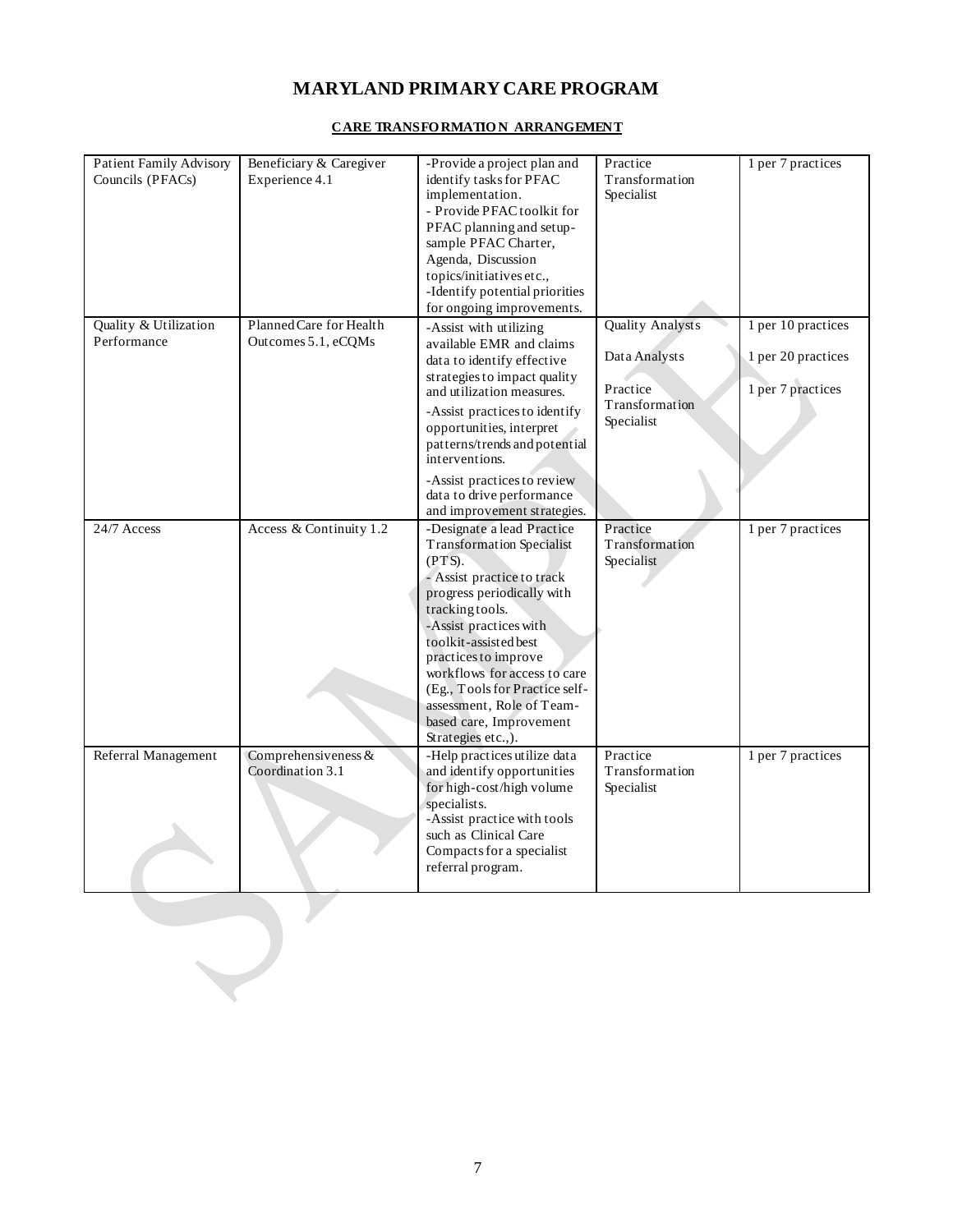# MARYLAND PRIMARY CARE PROGRAM

## CARE TRANSFORMATION ARRANGEMENT

| | | | | |
|---|---|---|---|---|
| Patient Family Advisory Councils (PFACs) | Beneficiary & Caregiver Experience 4.1 | -Provide a project plan and identify tasks for PFAC implementation.<br>- Provide PFAC toolkit for PFAC planning and setup-sample PFAC Charter, Agenda, Discussion topics/initiatives etc.,<br>-Identify potential priorities for ongoing improvements. | Practice Transformation Specialist | 1 per 7 practices |
| Quality & Utilization Performance | Planned Care for Health Outcomes 5.1, eCQMs | -Assist with utilizing available EMR and claims data to identify effective strategies to impact quality and utilization measures.<br>-Assist practices to identify opportunities, interpret patterns/trends and potential interventions.<br>-Assist practices to review data to drive performance and improvement strategies. | Quality Analysts<br>Data Analysts<br>Practice Transformation Specialist | 1 per 10 practices<br>1 per 20 practices<br>1 per 7 practices |
| 24/7 Access | Access & Continuity 1.2 | -Designate a lead Practice Transformation Specialist (PTS).<br>- Assist practice to track progress periodically with tracking tools.<br>-Assist practices with toolkit-assisted best practices to improve workflows for access to care (Eg., Tools for Practice self-assessment, Role of Team-based care, Improvement Strategies etc.,). | Practice Transformation Specialist | 1 per 7 practices |
| Referral Management | Comprehensiveness & Coordination 3.1 | -Help practices utilize data and identify opportunities for high-cost/high volume specialists.<br>-Assist practice with tools such as Clinical Care Compacts for a specialist referral program. | Practice Transformation Specialist | 1 per 7 practices |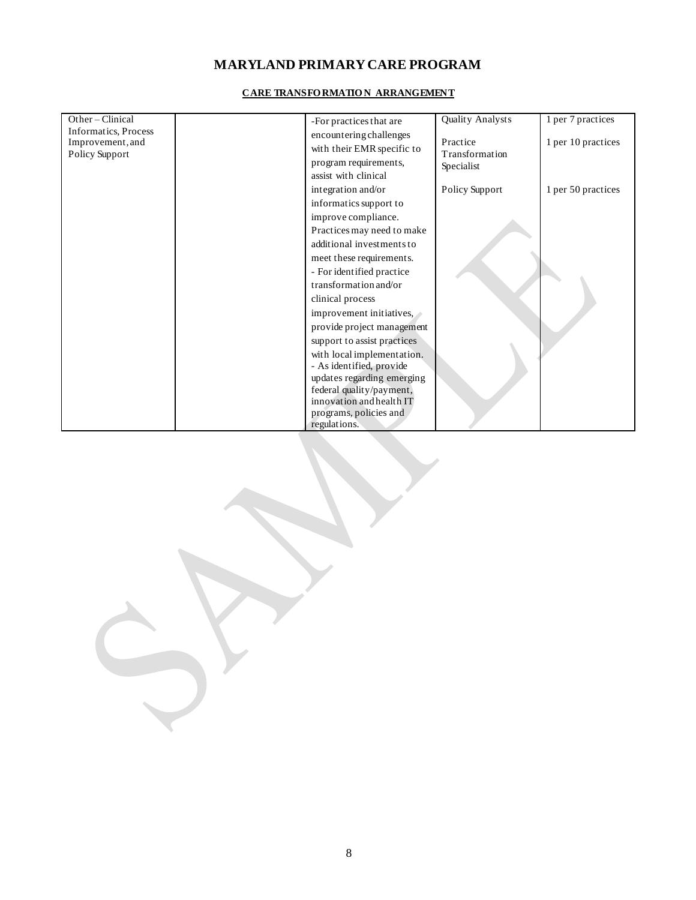# MARYLAND PRIMARY CARE PROGRAM

## CARE TRANSFORMATION ARRANGEMENT

| | | | | |
|---|---|---|---|---|
| Other – Clinical Informatics, Process Improvement, and Policy Support | | -For practices that are encountering challenges with their EMR specific to program requirements, assist with clinical integration and/or informatics support to improve compliance. Practices may need to make additional investments to meet these requirements.<br>- For identified practice transformation and/or clinical process improvement initiatives, provide project management support to assist practices with local implementation.<br>- As identified, provide updates regarding emerging federal quality/payment, innovation and health IT programs, policies and regulations. | Quality Analysts<br><br>Practice Transformation Specialist<br><br>Policy Support | 1 per 7 practices<br><br>1 per 10 practices<br><br>1 per 50 practices |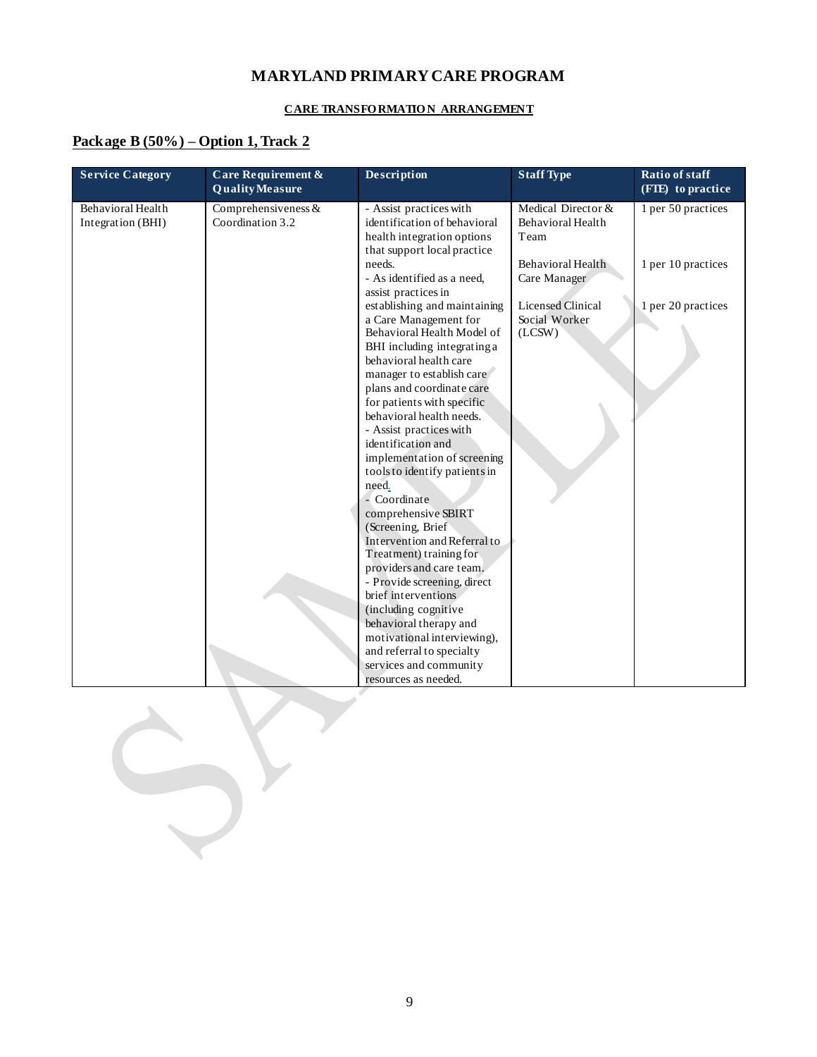# MARYLAND PRIMARY CARE PROGRAM

## CARE TRANSFORMATION ARRANGEMENT

## Package B (50%) – Option 1, Track 2

| Service Category | Care Requirement & Quality Measure | Description | Staff Type | Ratio of staff (FTE) to practice |
|---|---|---|---|---|
| Behavioral Health Integration (BHI) | Comprehensiveness & Coordination 3.2 | - Assist practices with identification of behavioral health integration options that support local practice needs.<br>- As identified as a need, assist practices in establishing and maintaining a Care Management for Behavioral Health Model of BHI including integrating a behavioral health care manager to establish care plans and coordinate care for patients with specific behavioral health needs.<br>- Assist practices with identification and implementation of screening tools to identify patients in need.<br>- Coordinate comprehensive SBIRT (Screening, Brief Intervention and Referral to Treatment) training for providers and care team.<br>- Provide screening, direct brief interventions (including cognitive behavioral therapy and motivational interviewing), and referral to specialty services and community resources as needed. | Medical Director & Behavioral Health Team<br><br>Behavioral Health Care Manager<br><br>Licensed Clinical Social Worker (LCSW) | 1 per 50 practices<br><br>1 per 10 practices<br><br>1 per 20 practices |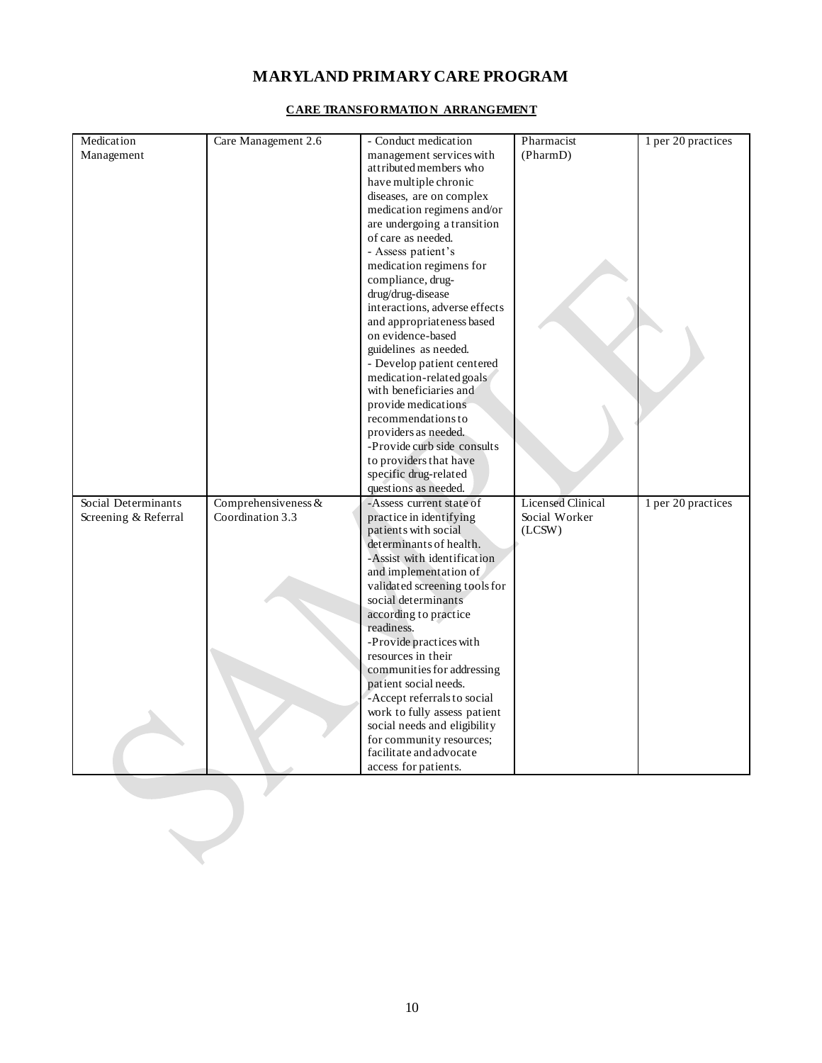# MARYLAND PRIMARY CARE PROGRAM

## CARE TRANSFORMATION ARRANGEMENT

| | | | | |
|---|---|---|---|---|
| Medication Management | Care Management 2.6 | - Conduct medication management services with attributed members who have multiple chronic diseases, are on complex medication regimens and/or are undergoing a transition of care as needed.<br>- Assess patient's medication regimens for compliance, drug-drug/drug-disease interactions, adverse effects and appropriateness based on evidence-based guidelines as needed.<br>- Develop patient centered medication-related goals with beneficiaries and provide medications recommendations to providers as needed.<br>-Provide curb side consults to providers that have specific drug-related questions as needed. | Pharmacist (PharmD) | 1 per 20 practices |
| Social Determinants Screening & Referral | Comprehensiveness & Coordination 3.3 | -Assess current state of practice in identifying patients with social determinants of health.<br>-Assist with identification and implementation of validated screening tools for social determinants according to practice readiness.<br>-Provide practices with resources in their communities for addressing patient social needs.<br>-Accept referrals to social work to fully assess patient social needs and eligibility for community resources; facilitate and advocate access for patients. | Licensed Clinical Social Worker (LCSW) | 1 per 20 practices |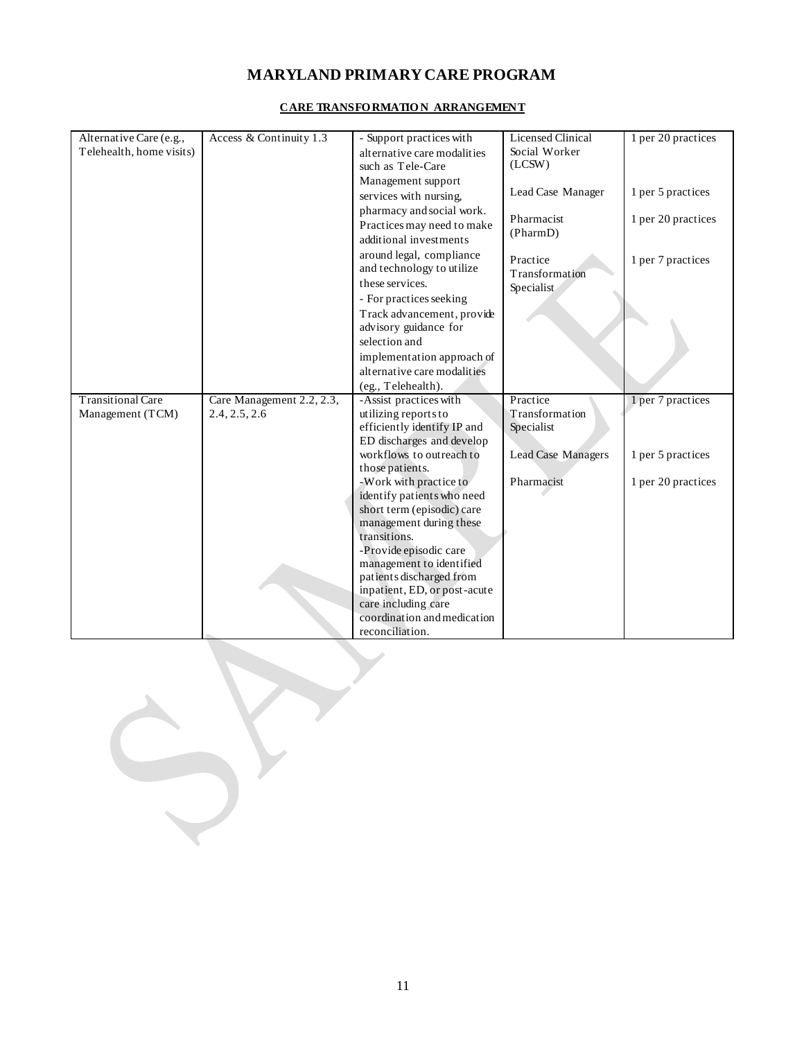# MARYLAND PRIMARY CARE PROGRAM

## CARE TRANSFORMATION ARRANGEMENT

| | | | | |
|---|---|---|---|---|
| Alternative Care (e.g., Telehealth, home visits) | Access & Continuity 1.3 | - Support practices with alternative care modalities such as Tele-Care Management support services with nursing, pharmacy and social work. Practices may need to make additional investments around legal, compliance and technology to utilize these services.<br>- For practices seeking Track advancement, provide advisory guidance for selection and implementation approach of alternative care modalities (eg., Telehealth). | Licensed Clinical Social Worker (LCSW)<br><br>Lead Case Manager<br><br>Pharmacist (PharmD)<br><br>Practice Transformation Specialist | 1 per 20 practices<br><br>1 per 5 practices<br><br>1 per 20 practices<br><br>1 per 7 practices |
| Transitional Care Management (TCM) | Care Management 2.2, 2.3, 2.4, 2.5, 2.6 | -Assist practices with utilizing reports to efficiently identify IP and ED discharges and develop workflows to outreach to those patients.<br>-Work with practice to identify patients who need short term (episodic) care management during these transitions.<br>-Provide episodic care management to identified patients discharged from inpatient, ED, or post-acute care including care coordination and medication reconciliation. | Practice Transformation Specialist<br><br>Lead Case Managers<br><br>Pharmacist | 1 per 7 practices<br><br>1 per 5 practices<br><br>1 per 20 practices |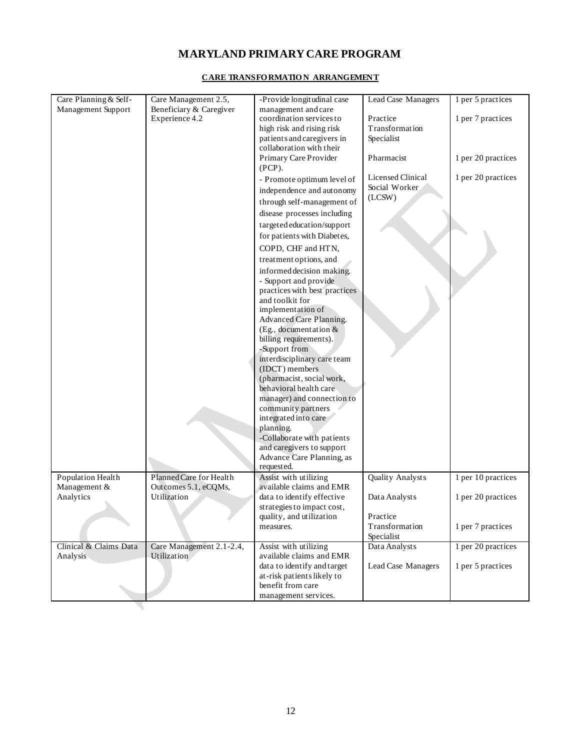# MARYLAND PRIMARY CARE PROGRAM

## CARE TRANSFORMATION ARRANGEMENT

| | | | | |
|---|---|---|---|---|
| Care Planning & Self-Management Support | Care Management 2.5, Beneficiary & Caregiver Experience 4.2 | -Provide longitudinal case management and care coordination services to high risk and rising risk patients and caregivers in collaboration with their Primary Care Provider (PCP).<br>- Promote optimum level of independence and autonomy through self-management of disease processes including targeted education/support for patients with Diabetes, COPD, CHF and HTN, treatment options, and informed decision making.<br>- Support and provide practices with best practices and toolkit for implementation of Advanced Care Planning. (Eg., documentation & billing requirements).<br>-Support from interdisciplinary care team (IDCT) members (pharmacist, social work, behavioral health care manager) and connection to community partners integrated into care planning.<br>-Collaborate with patients and caregivers to support Advance Care Planning, as requested. | Lead Case Managers<br><br>Practice Transformation Specialist<br><br>Pharmacist<br><br>Licensed Clinical Social Worker (LCSW) | 1 per 5 practices<br><br>1 per 7 practices<br><br>1 per 20 practices<br><br>1 per 20 practices |
| Population Health Management & Analytics | Planned Care for Health Outcomes 5.1, eCQMs, Utilization | Assist with utilizing available claims and EMR data to identify effective strategies to impact cost, quality, and utilization measures. | Quality Analysts<br><br>Data Analysts<br><br>Practice Transformation Specialist | 1 per 10 practices<br><br>1 per 20 practices<br><br>1 per 7 practices |
| Clinical & Claims Data Analysis | Care Management 2.1-2.4, Utilization | Assist with utilizing available claims and EMR data to identify and target at-risk patients likely to benefit from care management services. | Data Analysts<br><br>Lead Case Managers | 1 per 20 practices<br><br>1 per 5 practices |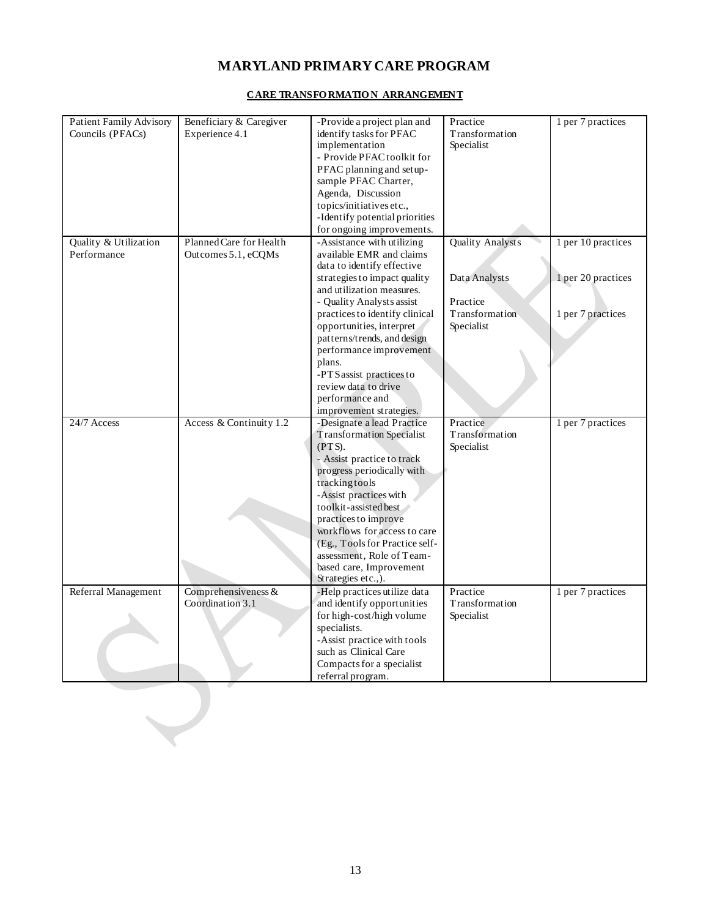# MARYLAND PRIMARY CARE PROGRAM

## CARE TRANSFORMATION ARRANGEMENT

| | | | | |
|---|---|---|---|---|
| Patient Family Advisory Councils (PFACs) | Beneficiary & Caregiver Experience 4.1 | -Provide a project plan and identify tasks for PFAC implementation<br>- Provide PFAC toolkit for PFAC planning and setup-sample PFAC Charter, Agenda, Discussion topics/initiatives etc.,<br>-Identify potential priorities for ongoing improvements. | Practice Transformation Specialist | 1 per 7 practices |
| Quality & Utilization Performance | Planned Care for Health Outcomes 5.1, eCQMs | -Assistance with utilizing available EMR and claims data to identify effective strategies to impact quality and utilization measures.<br>- Quality Analysts assist practices to identify clinical opportunities, interpret patterns/trends, and design performance improvement plans.<br>-PTS assist practices to review data to drive performance and improvement strategies. | Quality Analysts<br><br>Data Analysts<br><br>Practice Transformation Specialist | 1 per 10 practices<br><br>1 per 20 practices<br><br>1 per 7 practices |
| 24/7 Access | Access & Continuity 1.2 | -Designate a lead Practice Transformation Specialist (PTS).<br>- Assist practice to track progress periodically with tracking tools<br>-Assist practices with toolkit-assisted best practices to improve workflows for access to care (Eg., Tools for Practice self-assessment, Role of Team-based care, Improvement Strategies etc.,). | Practice Transformation Specialist | 1 per 7 practices |
| Referral Management | Comprehensiveness & Coordination 3.1 | -Help practices utilize data and identify opportunities for high-cost/high volume specialists.<br>-Assist practice with tools such as Clinical Care Compacts for a specialist referral program. | Practice Transformation Specialist | 1 per 7 practices |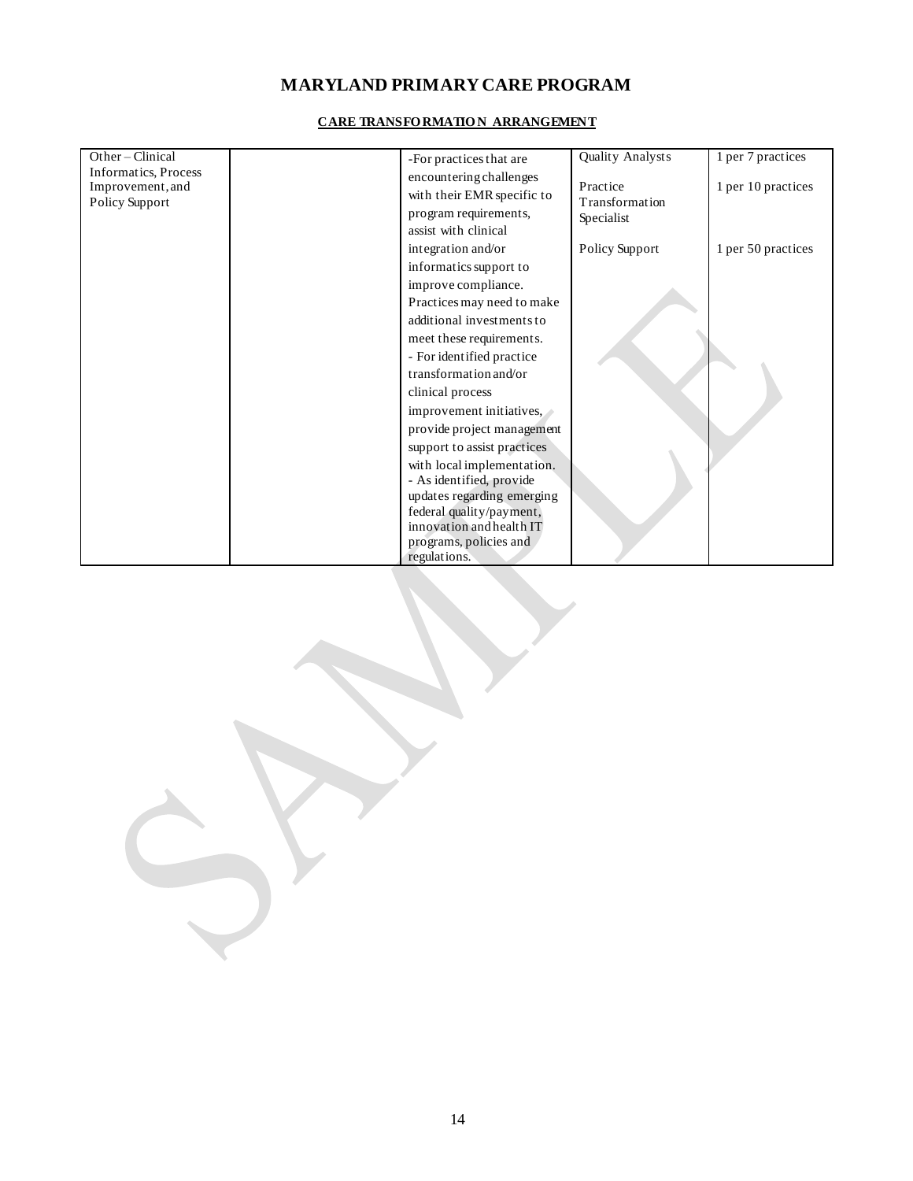# MARYLAND PRIMARY CARE PROGRAM

## CARE TRANSFORMATION ARRANGEMENT

| | | | | |
|---|---|---|---|---|
| Other – Clinical Informatics, Process Improvement, and Policy Support | | -For practices that are encountering challenges with their EMR specific to program requirements, assist with clinical integration and/or informatics support to improve compliance. Practices may need to make additional investments to meet these requirements.<br>- For identified practice transformation and/or clinical process improvement initiatives, provide project management support to assist practices with local implementation.<br>- As identified, provide updates regarding emerging federal quality/payment, innovation and health IT programs, policies and regulations. | Quality Analysts<br><br>Practice Transformation Specialist<br><br>Policy Support | 1 per 7 practices<br><br>1 per 10 practices<br><br>1 per 50 practices |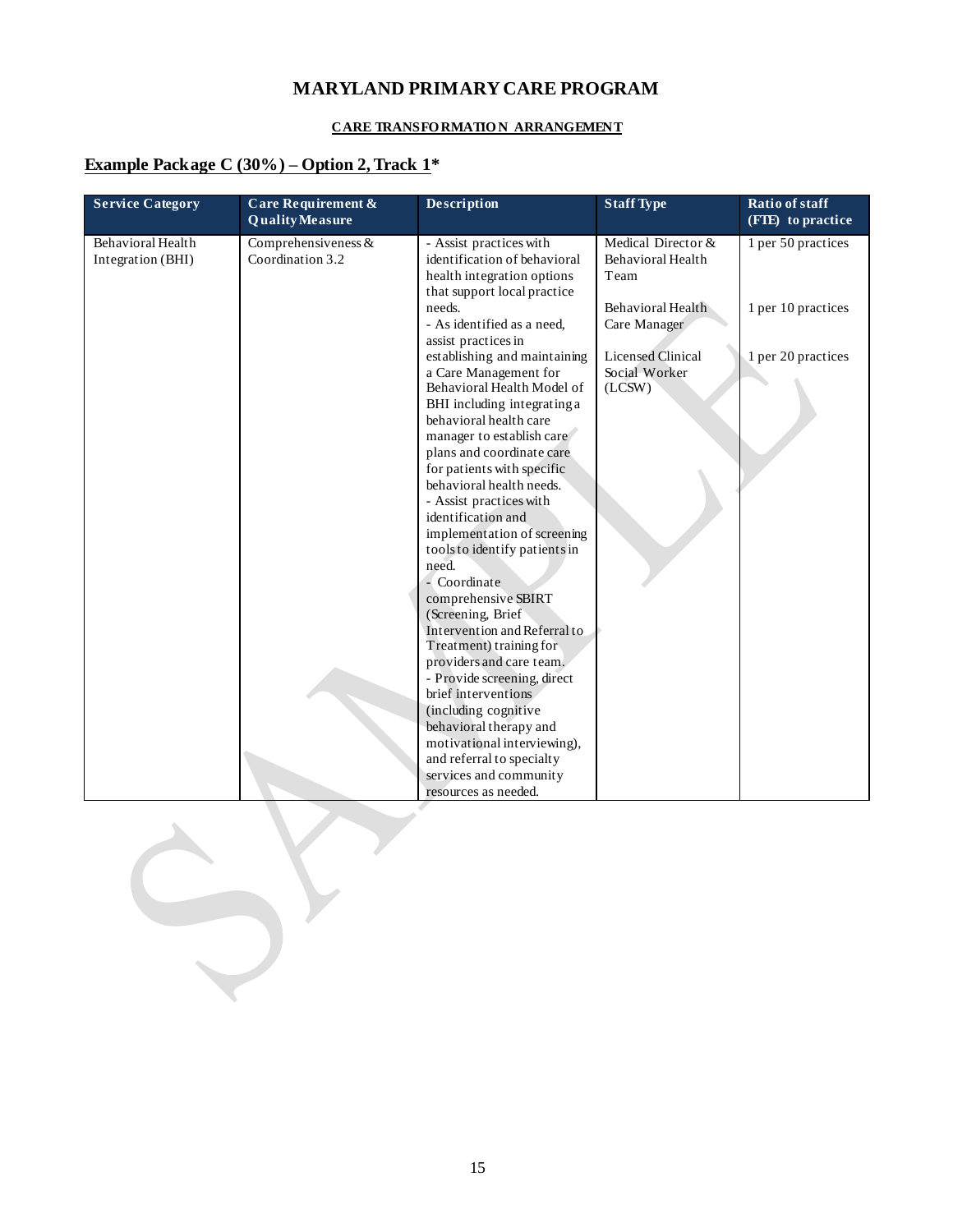# MARYLAND PRIMARY CARE PROGRAM

## CARE TRANSFORMATION ARRANGEMENT

### Example Package C (30%) – Option 2, Track 1*

| Service Category | Care Requirement & Quality Measure | Description | Staff Type | Ratio of staff (FTE) to practice |
|---|---|---|---|---|
| Behavioral Health Integration (BHI) | Comprehensiveness & Coordination 3.2 | - Assist practices with identification of behavioral health integration options that support local practice needs.<br>- As identified as a need, assist practices in establishing and maintaining a Care Management for Behavioral Health Model of BHI including integrating a behavioral health care manager to establish care plans and coordinate care for patients with specific behavioral health needs.<br>- Assist practices with identification and implementation of screening tools to identify patients in need.<br>- Coordinate comprehensive SBIRT (Screening, Brief Intervention and Referral to Treatment) training for providers and care team.<br>- Provide screening, direct brief interventions (including cognitive behavioral therapy and motivational interviewing), and referral to specialty services and community resources as needed. | Medical Director & Behavioral Health Team<br><br>Behavioral Health Care Manager<br><br>Licensed Clinical Social Worker (LCSW) | 1 per 50 practices<br><br>1 per 10 practices<br><br>1 per 20 practices |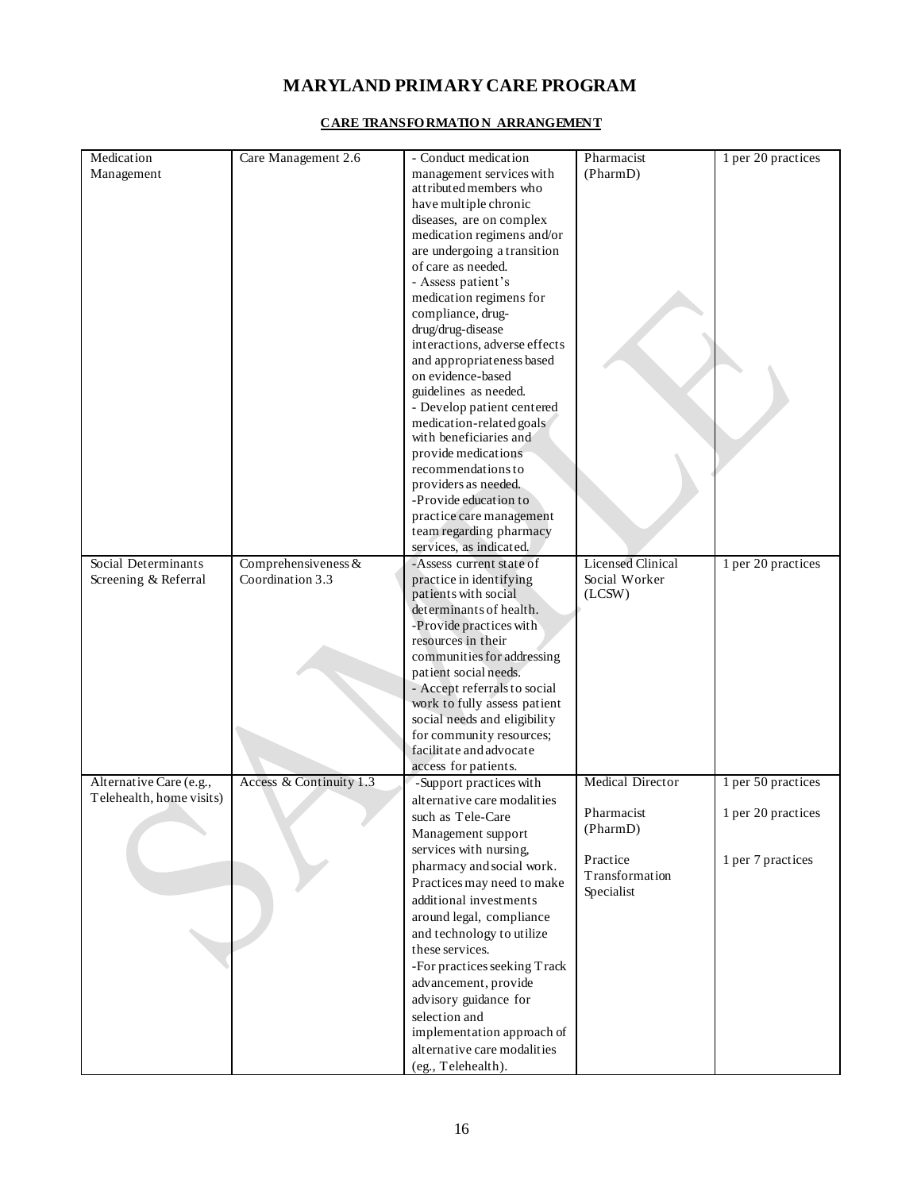# MARYLAND PRIMARY CARE PROGRAM

## CARE TRANSFORMATION ARRANGEMENT

| | | | | |
|---|---|---|---|---|
| Medication Management | Care Management 2.6 | - Conduct medication management services with attributed members who have multiple chronic diseases, are on complex medication regimens and/or are undergoing a transition of care as needed.<br>- Assess patient's medication regimens for compliance, drug-drug/drug-disease interactions, adverse effects and appropriateness based on evidence-based guidelines as needed.<br>- Develop patient centered medication-related goals with beneficiaries and provide medications recommendations to providers as needed.<br>-Provide education to practice care management team regarding pharmacy services, as indicated. | Pharmacist (PharmD) | 1 per 20 practices |
| Social Determinants Screening & Referral | Comprehensiveness & Coordination 3.3 | -Assess current state of practice in identifying patients with social determinants of health.<br>-Provide practices with resources in their communities for addressing patient social needs.<br>- Accept referrals to social work to fully assess patient social needs and eligibility for community resources; facilitate and advocate access for patients. | Licensed Clinical Social Worker (LCSW) | 1 per 20 practices |
| Alternative Care (e.g., Telehealth, home visits) | Access & Continuity 1.3 | -Support practices with alternative care modalities such as Tele-Care Management support services with nursing, pharmacy and social work. Practices may need to make additional investments around legal, compliance and technology to utilize these services.<br>-For practices seeking Track advancement, provide advisory guidance for selection and implementation approach of alternative care modalities (eg., Telehealth). | Medical Director<br><br>Pharmacist (PharmD)<br><br>Practice Transformation Specialist | 1 per 50 practices<br><br>1 per 20 practices<br><br>1 per 7 practices |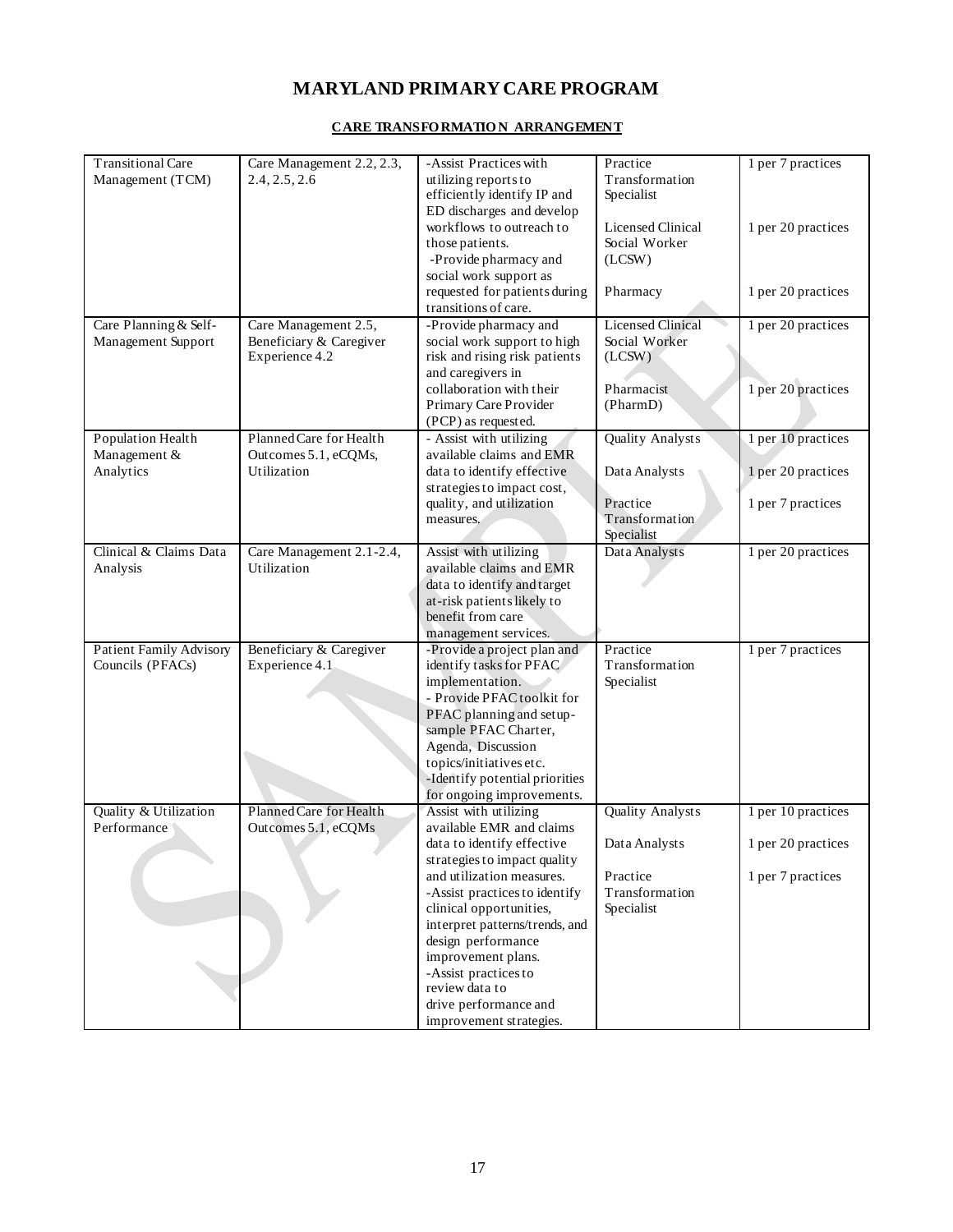# MARYLAND PRIMARY CARE PROGRAM

## CARE TRANSFORMATION ARRANGEMENT

| | | | | |
|---|---|---|---|---|
| Transitional Care Management (TCM) | Care Management 2.2, 2.3, 2.4, 2.5, 2.6 | -Assist Practices with utilizing reports to efficiently identify IP and ED discharges and develop workflows to outreach to those patients.<br>-Provide pharmacy and social work support as requested for patients during transitions of care. | Practice Transformation Specialist<br><br>Licensed Clinical Social Worker (LCSW)<br><br>Pharmacy | 1 per 7 practices<br><br>1 per 20 practices<br><br>1 per 20 practices |
| Care Planning & Self-Management Support | Care Management 2.5, Beneficiary & Caregiver Experience 4.2 | -Provide pharmacy and social work support to high risk and rising risk patients and caregivers in collaboration with their Primary Care Provider (PCP) as requested. | Licensed Clinical Social Worker (LCSW)<br><br>Pharmacist (PharmD) | 1 per 20 practices<br><br>1 per 20 practices |
| Population Health Management & Analytics | Planned Care for Health Outcomes 5.1, eCQMs, Utilization | - Assist with utilizing available claims and EMR data to identify effective strategies to impact cost, quality, and utilization measures. | Quality Analysts<br><br>Data Analysts<br><br>Practice Transformation Specialist | 1 per 10 practices<br><br>1 per 20 practices<br><br>1 per 7 practices |
| Clinical & Claims Data Analysis | Care Management 2.1-2.4, Utilization | Assist with utilizing available claims and EMR data to identify and target at-risk patients likely to benefit from care management services. | Data Analysts | 1 per 20 practices |
| Patient Family Advisory Councils (PFACs) | Beneficiary & Caregiver Experience 4.1 | -Provide a project plan and identify tasks for PFAC implementation.<br>- Provide PFAC toolkit for PFAC planning and setup-sample PFAC Charter, Agenda, Discussion topics/initiatives etc.<br>-Identify potential priorities for ongoing improvements. | Practice Transformation Specialist | 1 per 7 practices |
| Quality & Utilization Performance | Planned Care for Health Outcomes 5.1, eCQMs | Assist with utilizing available EMR and claims data to identify effective strategies to impact quality and utilization measures.<br>-Assist practices to identify clinical opportunities, interpret patterns/trends, and design performance improvement plans.<br>-Assist practices to review data to drive performance and improvement strategies. | Quality Analysts<br><br>Data Analysts<br><br>Practice Transformation Specialist | 1 per 10 practices<br><br>1 per 20 practices<br><br>1 per 7 practices |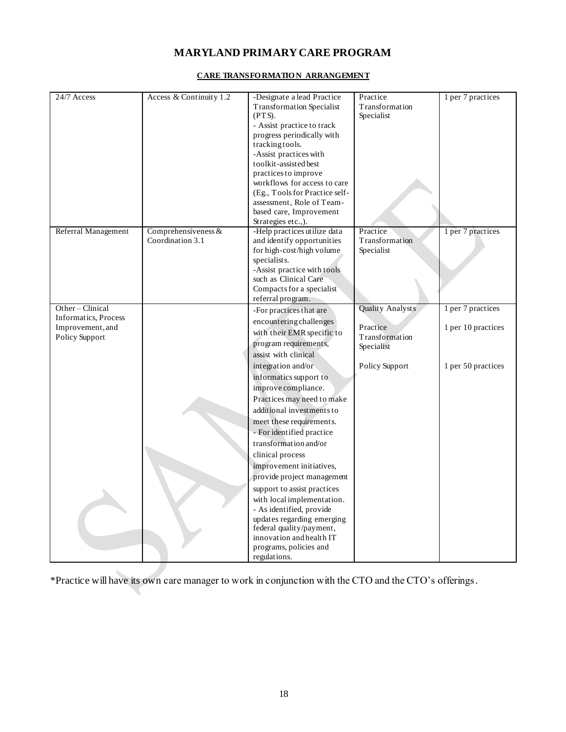# MARYLAND PRIMARY CARE PROGRAM

## CARE TRANSFORMATION ARRANGEMENT

| | | | | |
|---|---|---|---|---|
| 24/7 Access | Access & Continuity 1.2 | -Designate a lead Practice Transformation Specialist (PTS).<br>- Assist practice to track progress periodically with tracking tools.<br>-Assist practices with toolkit-assisted best practices to improve workflows for access to care (Eg., Tools for Practice self-assessment, Role of Team-based care, Improvement Strategies etc.,). | Practice Transformation Specialist | 1 per 7 practices |
| Referral Management | Comprehensiveness & Coordination 3.1 | -Help practices utilize data and identify opportunities for high-cost/high volume specialists.<br>-Assist practice with tools such as Clinical Care Compacts for a specialist referral program. | Practice Transformation Specialist | 1 per 7 practices |
| Other – Clinical Informatics, Process Improvement, and Policy Support | | -For practices that are encountering challenges with their EMR specific to program requirements, assist with clinical integration and/or informatics support to improve compliance. Practices may need to make additional investments to meet these requirements.<br>- For identified practice transformation and/or clinical process improvement initiatives, provide project management support to assist practices with local implementation.<br>- As identified, provide updates regarding emerging federal quality/payment, innovation and health IT programs, policies and regulations. | Quality Analysts<br><br>Practice Transformation Specialist<br><br>Policy Support | 1 per 7 practices<br><br>1 per 10 practices<br><br>1 per 50 practices |

*Practice will have its own care manager to work in conjunction with the CTO and the CTO's offerings.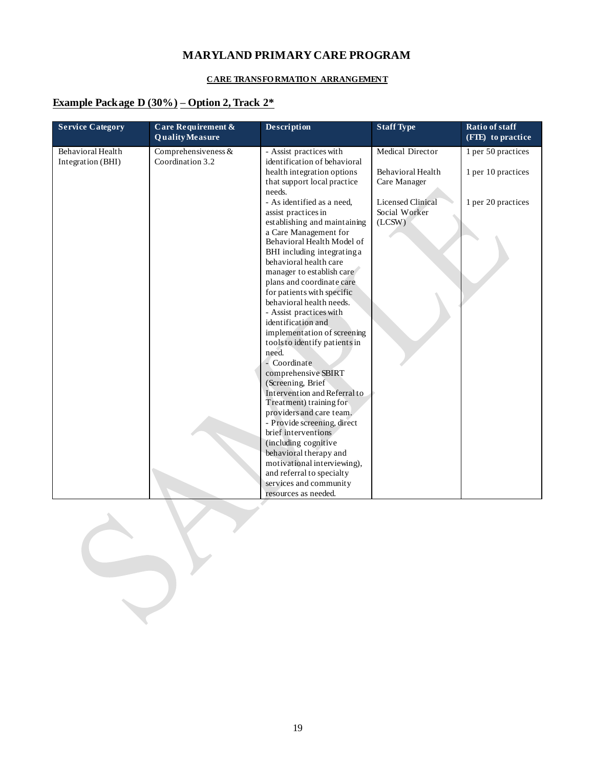# MARYLAND PRIMARY CARE PROGRAM

## CARE TRANSFORMATION ARRANGEMENT

### Example Package D (30%) – Option 2, Track 2*

| Service Category | Care Requirement & Quality Measure | Description | Staff Type | Ratio of staff (FTE) to practice |
|---|---|---|---|---|
| Behavioral Health Integration (BHI) | Comprehensiveness & Coordination 3.2 | - Assist practices with identification of behavioral health integration options that support local practice needs.<br>- As identified as a need, assist practices in establishing and maintaining a Care Management for Behavioral Health Model of BHI including integrating a behavioral health care manager to establish care plans and coordinate care for patients with specific behavioral health needs.<br>- Assist practices with identification and implementation of screening tools to identify patients in need.<br>- Coordinate comprehensive SBIRT (Screening, Brief Intervention and Referral to Treatment) training for providers and care team.<br>- Provide screening, direct brief interventions (including cognitive behavioral therapy and motivational interviewing), and referral to specialty services and community resources as needed. | Medical Director<br><br>Behavioral Health Care Manager<br><br>Licensed Clinical Social Worker (LCSW) | 1 per 50 practices<br><br>1 per 10 practices<br><br>1 per 20 practices |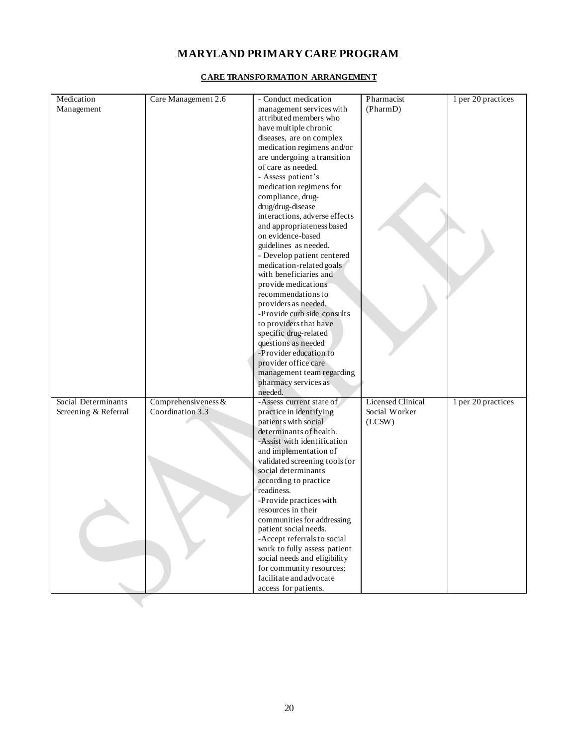# MARYLAND PRIMARY CARE PROGRAM

## CARE TRANSFORMATION ARRANGEMENT

| | | | | |
|---|---|---|---|---|
| Medication Management | Care Management 2.6 | - Conduct medication management services with attributed members who have multiple chronic diseases, are on complex medication regimens and/or are undergoing a transition of care as needed.<br>- Assess patient's medication regimens for compliance, drug-drug/drug-disease interactions, adverse effects and appropriateness based on evidence-based guidelines as needed.<br>- Develop patient centered medication-related goals with beneficiaries and provide medications recommendations to providers as needed.<br>-Provide curb side consults to providers that have specific drug-related questions as needed<br>-Provider education to provider office care management team regarding pharmacy services as needed. | Pharmacist (PharmD) | 1 per 20 practices |
| Social Determinants Screening & Referral | Comprehensiveness & Coordination 3.3 | -Assess current state of practice in identifying patients with social determinants of health.<br>-Assist with identification and implementation of validated screening tools for social determinants according to practice readiness.<br>-Provide practices with resources in their communities for addressing patient social needs.<br>-Accept referrals to social work to fully assess patient social needs and eligibility for community resources; facilitate and advocate access for patients. | Licensed Clinical Social Worker (LCSW) | 1 per 20 practices |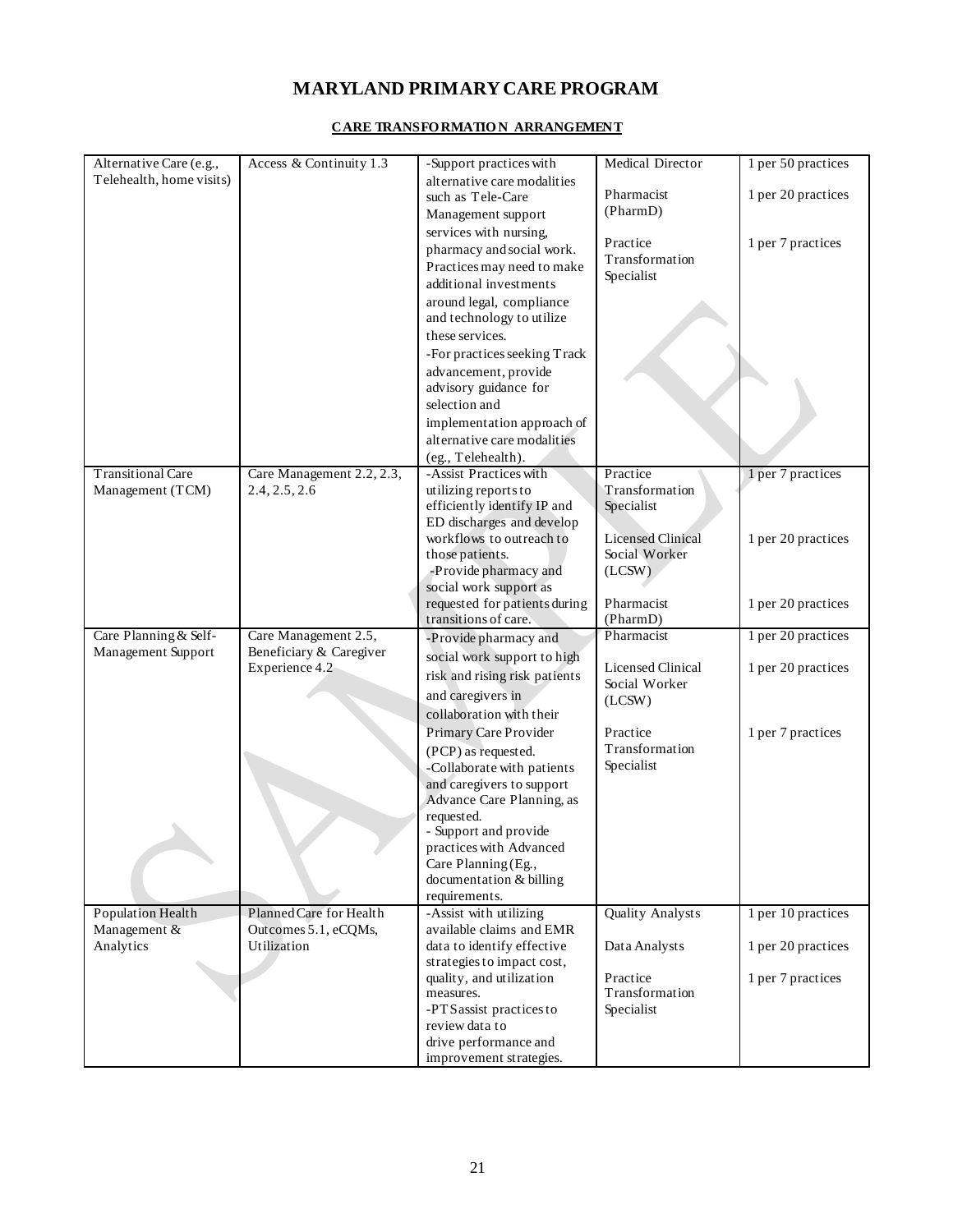# MARYLAND PRIMARY CARE PROGRAM

**CARE TRANSFORMATION ARRANGEMENT**

| | | | | |
|---|---|---|---|---|
| Alternative Care (e.g., Telehealth, home visits) | Access & Continuity 1.3 | -Support practices with alternative care modalities such as Tele-Care Management support services with nursing, pharmacy and social work. Practices may need to make additional investments around legal, compliance and technology to utilize these services.<br>-For practices seeking Track advancement, provide advisory guidance for selection and implementation approach of alternative care modalities (eg., Telehealth). | Medical Director<br><br>Pharmacist (PharmD)<br><br>Practice Transformation Specialist | 1 per 50 practices<br><br>1 per 20 practices<br><br>1 per 7 practices |
| Transitional Care Management (TCM) | Care Management 2.2, 2.3, 2.4, 2.5, 2.6 | -Assist Practices with utilizing reports to efficiently identify IP and ED discharges and develop workflows to outreach to those patients.<br>-Provide pharmacy and social work support as requested for patients during transitions of care. | Practice Transformation Specialist<br><br>Licensed Clinical Social Worker (LCSW)<br><br>Pharmacist (PharmD) | 1 per 7 practices<br><br>1 per 20 practices<br><br>1 per 20 practices |
| Care Planning & Self-Management Support | Care Management 2.5, Beneficiary & Caregiver Experience 4.2 | -Provide pharmacy and social work support to high risk and rising risk patients and caregivers in collaboration with their Primary Care Provider (PCP) as requested.<br>-Collaborate with patients and caregivers to support Advance Care Planning, as requested.<br>- Support and provide practices with Advanced Care Planning (Eg., documentation & billing requirements. | Pharmacist<br><br>Licensed Clinical Social Worker (LCSW)<br><br>Practice Transformation Specialist | 1 per 20 practices<br><br>1 per 20 practices<br><br>1 per 7 practices |
| Population Health Management & Analytics | Planned Care for Health Outcomes 5.1, eCQMs, Utilization | -Assist with utilizing available claims and EMR data to identify effective strategies to impact cost, quality, and utilization measures.<br>-PTS assist practices to review data to drive performance and improvement strategies. | Quality Analysts<br><br>Data Analysts<br><br>Practice Transformation Specialist | 1 per 10 practices<br><br>1 per 20 practices<br><br>1 per 7 practices |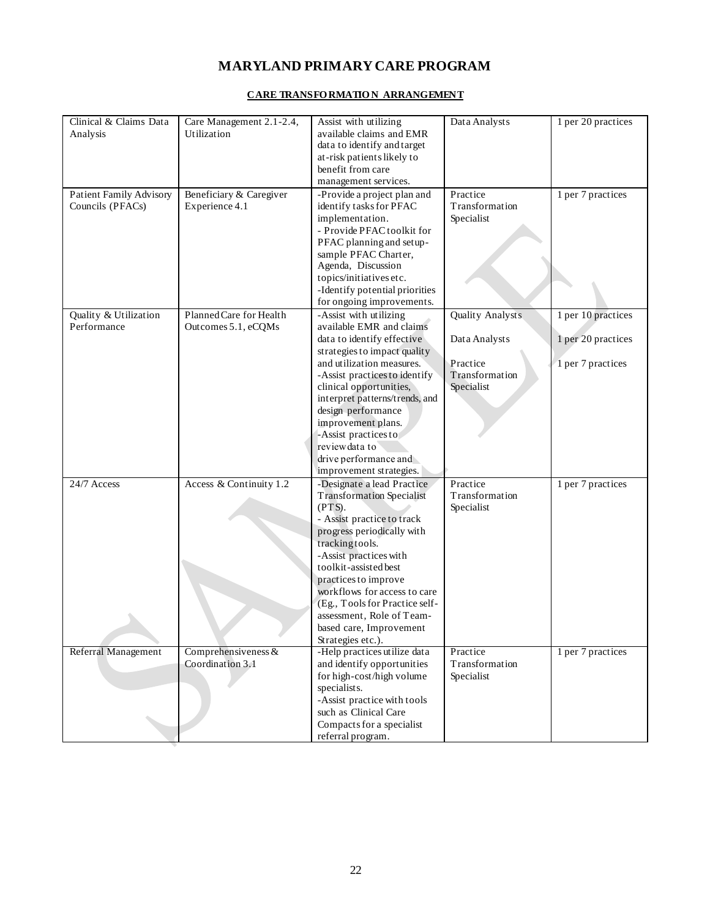# MARYLAND PRIMARY CARE PROGRAM

## CARE TRANSFORMATION ARRANGEMENT

| | | | | |
|---|---|---|---|---|
| Clinical & Claims Data Analysis | Care Management 2.1-2.4, Utilization | Assist with utilizing available claims and EMR data to identify and target at-risk patients likely to benefit from care management services. | Data Analysts | 1 per 20 practices |
| Patient Family Advisory Councils (PFACs) | Beneficiary & Caregiver Experience 4.1 | -Provide a project plan and identify tasks for PFAC implementation.<br>- Provide PFAC toolkit for PFAC planning and setup-sample PFAC Charter, Agenda, Discussion topics/initiatives etc.<br>-Identify potential priorities for ongoing improvements. | Practice Transformation Specialist | 1 per 7 practices |
| Quality & Utilization Performance | Planned Care for Health Outcomes 5.1, eCQMs | -Assist with utilizing available EMR and claims data to identify effective strategies to impact quality and utilization measures.<br>-Assist practices to identify clinical opportunities, interpret patterns/trends, and design performance improvement plans.<br>-Assist practices to review data to drive performance and improvement strategies. | Quality Analysts<br><br>Data Analysts<br><br>Practice Transformation Specialist | 1 per 10 practices<br><br>1 per 20 practices<br><br>1 per 7 practices |
| 24/7 Access | Access & Continuity 1.2 | -Designate a lead Practice Transformation Specialist (PTS).<br>- Assist practice to track progress periodically with tracking tools.<br>-Assist practices with toolkit-assisted best practices to improve workflows for access to care (Eg., Tools for Practice self-assessment, Role of Team-based care, Improvement Strategies etc.). | Practice Transformation Specialist | 1 per 7 practices |
| Referral Management | Comprehensiveness & Coordination 3.1 | -Help practices utilize data and identify opportunities for high-cost/high volume specialists.<br>-Assist practice with tools such as Clinical Care Compacts for a specialist referral program. | Practice Transformation Specialist | 1 per 7 practices |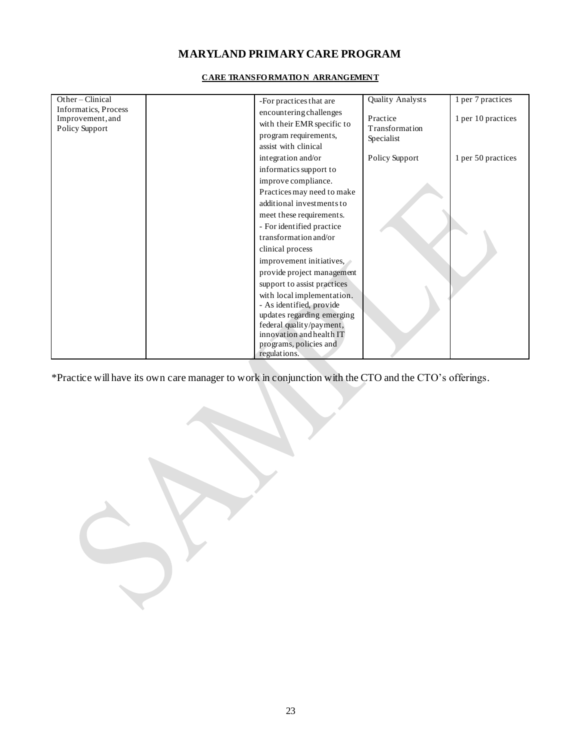# MARYLAND PRIMARY CARE PROGRAM

## CARE TRANSFORMATION ARRANGEMENT

| | | | | |
|---|---|---|---|---|
| Other – Clinical Informatics, Process Improvement, and Policy Support | | -For practices that are encountering challenges with their EMR specific to program requirements, assist with clinical integration and/or informatics support to improve compliance. Practices may need to make additional investments to meet these requirements.<br>- For identified practice transformation and/or clinical process improvement initiatives, provide project management support to assist practices with local implementation.<br>- As identified, provide updates regarding emerging federal quality/payment, innovation and health IT programs, policies and regulations. | Quality Analysts<br><br>Practice Transformation Specialist<br><br>Policy Support | 1 per 7 practices<br><br>1 per 10 practices<br><br>1 per 50 practices |

*Practice will have its own care manager to work in conjunction with the CTO and the CTO's offerings.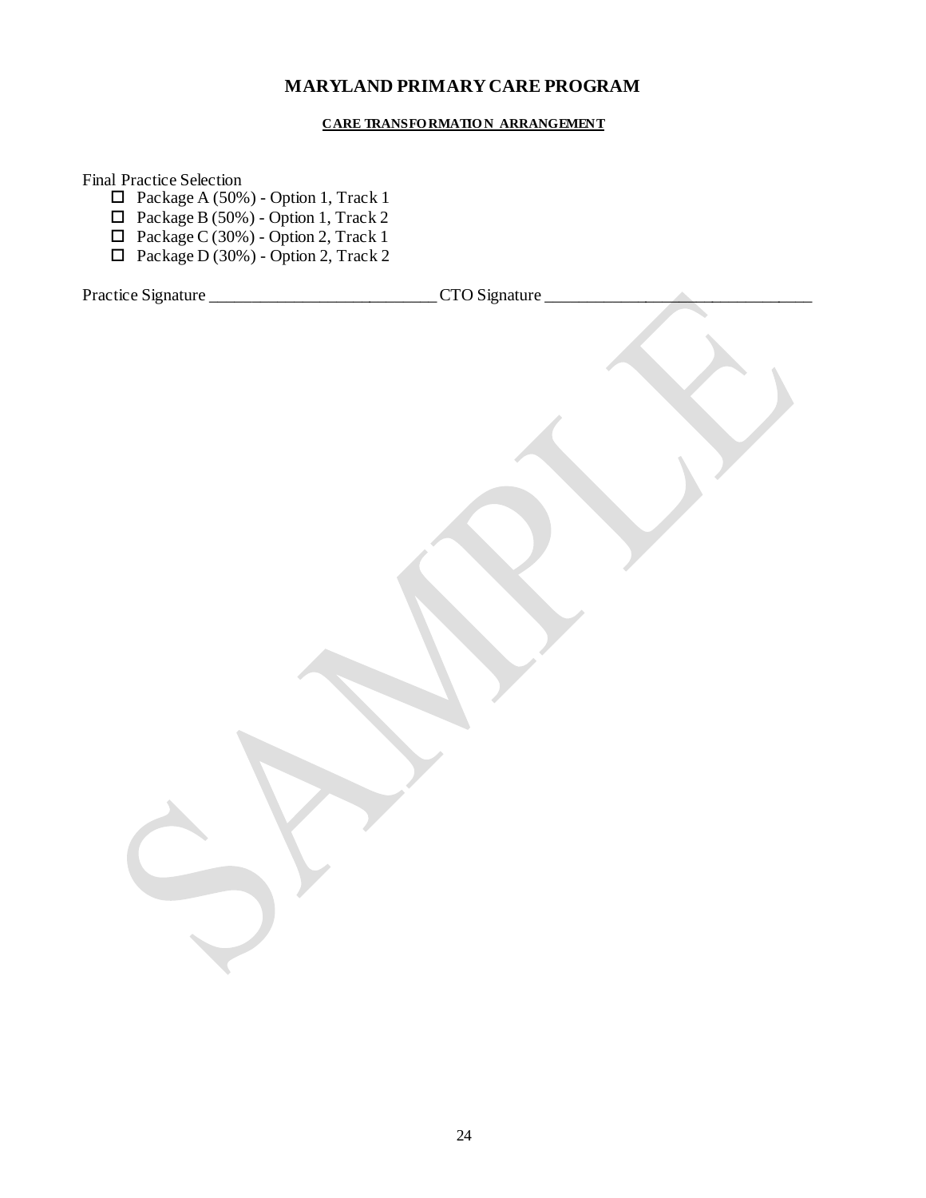# MARYLAND PRIMARY CARE PROGRAM

**CARE TRANSFORMATION ARRANGEMENT**

Final Practice Selection

- ☐ Package A (50%) - Option 1, Track 1
- ☐ Package B (50%) - Option 1, Track 2
- ☐ Package C (30%) - Option 2, Track 1
- ☐ Package D (30%) - Option 2, Track 2

Practice Signature ___________________________ CTO Signature ______________________________

SAMPLE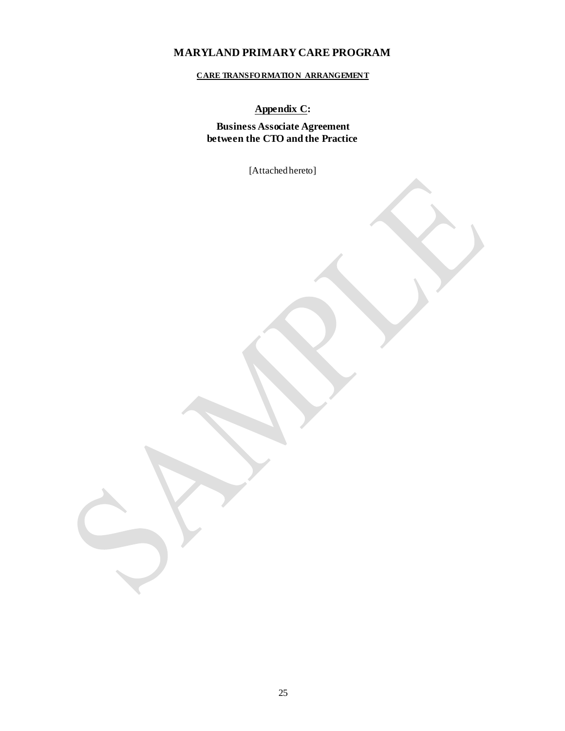# MARYLAND PRIMARY CARE PROGRAM

**CARE TRANSFORMATION ARRANGEMENT**

**Appendix C:**

**Business Associate Agreement between the CTO and the Practice**

[Attached hereto]

SAMPLE